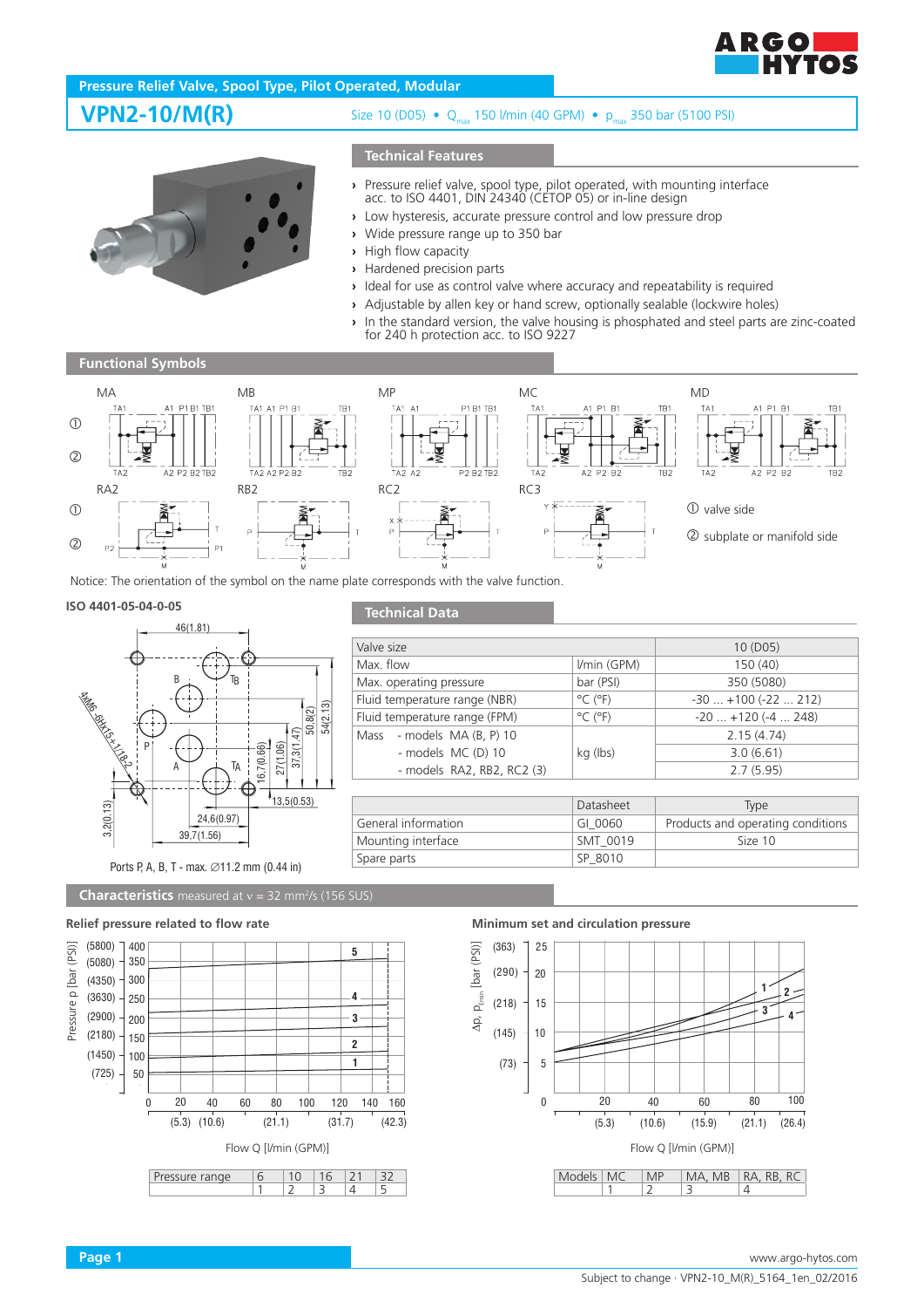Pressure Relief Valve, Spool Type, Pilot Operated, Modular

# VPN2-10/M(R)

Size 10 (D05) • $Q_{max}$ 150 l/min (40 GPM) • $p_{max}$ 350 bar (5100 PSI)

## Technical Features

- Pressure relief valve, spool type, pilot operated, with mounting interface acc. to ISO 4401, DIN 24340 (CETOP 05) or in-line design
- Low hysteresis, accurate pressure control and low pressure drop
- Wide pressure range up to 350 bar
- High flow capacity
- Hardened precision parts
- Ideal for use as control valve where accuracy and repeatability is required
- Adjustable by allen key or hand screw, optionally sealable (lockwire holes)
- In the standard version, the valve housing is phosphated and steel parts are zinc-coated for 240 h protection acc. to ISO 9227

## Functional Symbols

MA, MB, MP, MC, MD, RA2, RB2, RC2, RC3

① valve side

② subplate or manifold side

Notice: The orientation of the symbol on the name plate corresponds with the valve function.

## ISO 4401-05-04-0-05

Ports P, A, B, T - max. ∅11.2 mm (0.44 in)

## Technical Data

| | | |
|---|---|---|
| Valve size | | 10 (D05) |
| Max. flow | l/min (GPM) | 150 (40) |
| Max. operating pressure | bar (PSI) | 350 (5080) |
| Fluid temperature range (NBR) | °C (°F) | -30 ... +100 (-22 ... 212) |
| Fluid temperature range (FPM) | °C (°F) | -20 ... +120 (-4 ... 248) |
| Mass - models MA (B, P) 10 | kg (lbs) | 2.15 (4.74) |
| - models MC (D) 10 | | 3.0 (6.61) |
| - models RA2, RB2, RC2 (3) | | 2.7 (5.95) |

| | Datasheet | Type |
|---|---|---|
| General information | GI_0060 | Products and operating conditions |
| Mounting interface | SMT_0019 | Size 10 |
| Spare parts | SP_8010 | |

## Characteristics measured at ν = 32 mm²/s (156 SUS)

### Relief pressure related to flow rate

| Pressure range | 6 | 10 | 16 | 21 | 32 |
|---|---|---|---|---|---|
| | 1 | 2 | 3 | 4 | 5 |

### Minimum set and circulation pressure

| Models | MC | MP | MA, MB | RA, RB, RC |
|---|---|---|---|---|
| | 1 | 2 | 3 | 4 |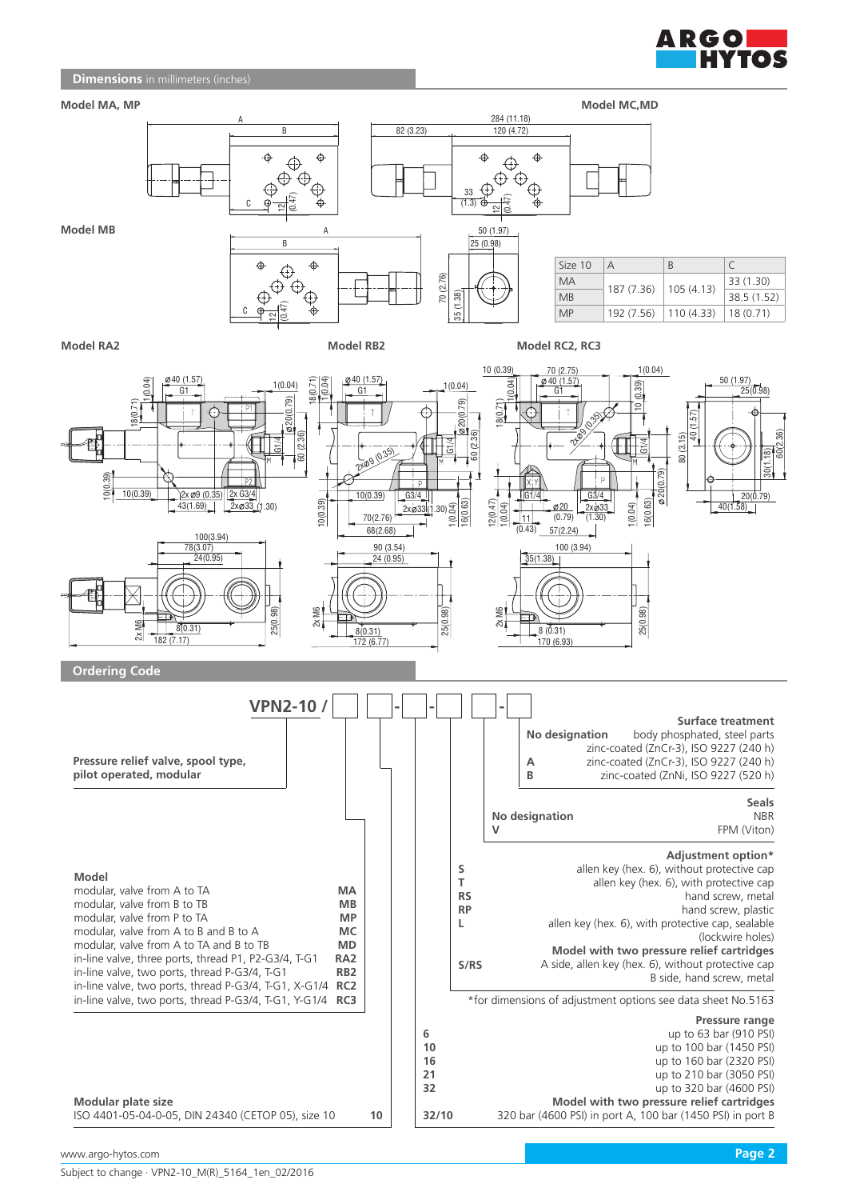## Dimensions in millimeters (inches)

### Model MA, MP

A

B

C

12 (0.47)

### Model MC,MD

284 (11.18)

82 (3.23)

120 (4.72)

33 (1.3)

12 (0.47)

### Model MB

A

B

C

12 (0.47)

50 (1.97)

25 (0.98)

70 (2.76)

35 (1.38)

| Size 10 | A | B | C |
|---|---|---|---|
| MA | 187 (7.36) | 105 (4.13) | 33 (1.30) |
| MB | | | 38.5 (1.52) |
| MP | 192 (7.56) | 110 (4.33) | 18 (0.71) |

### Model RA2

### Model RB2

### Model RC2, RC3

## Ordering Code

**VPN2-10 /** ☐ ☐ - ☐ - ☐ ☐ - ☐

**Pressure relief valve, spool type, pilot operated, modular**

**Model**

| | |
|---|---|
| modular, valve from A to TA | **MA** |
| modular, valve from B to TB | **MB** |
| modular, valve from P to TA | **MP** |
| modular, valve from A to B and B to A | **MC** |
| modular, valve from A to TA and B to TB | **MD** |
| in-line valve, three ports, thread P1, P2-G3/4, T-G1 | **RA2** |
| in-line valve, two ports, thread P-G3/4, T-G1 | **RB2** |
| in-line valve, two ports, thread P-G3/4, T-G1, X-G1/4 | **RC2** |
| in-line valve, two ports, thread P-G3/4, T-G1, Y-G1/4 | **RC3** |

**Modular plate size**

ISO 4401-05-04-0-05, DIN 24340 (CETOP 05), size 10 — **10**

**Surface treatment**

| | |
|---|---|
| **No designation** | body phosphated, steel parts zinc-coated (ZnCr-3), ISO 9227 (240 h) |
| **A** | zinc-coated (ZnCr-3), ISO 9227 (240 h) |
| **B** | zinc-coated (ZnNi, ISO 9227 (520 h) |

**Seals**

| | |
|---|---|
| **No designation** | NBR |
| **V** | FPM (Viton) |

**Adjustment option***

| | |
|---|---|
| **S** | allen key (hex. 6), without protective cap |
| **T** | allen key (hex. 6), with protective cap |
| **RS** | hand screw, metal |
| **RP** | hand screw, plastic |
| **L** | allen key (hex. 6), with protective cap, sealable (lockwire holes) |
| | **Model with two pressure relief cartridges** |
| **S/RS** | A side, allen key (hex. 6), without protective cap B side, hand screw, metal |

*for dimensions of adjustment options see data sheet No.5163

**Pressure range**

| | |
|---|---|
| **6** | up to 63 bar (910 PSI) |
| **10** | up to 100 bar (1450 PSI) |
| **16** | up to 160 bar (2320 PSI) |
| **21** | up to 210 bar (3050 PSI) |
| **32** | up to 320 bar (4600 PSI) |
| | **Model with two pressure relief cartridges** |
| **32/10** | 320 bar (4600 PSI) in port A, 100 bar (1450 PSI) in port B |